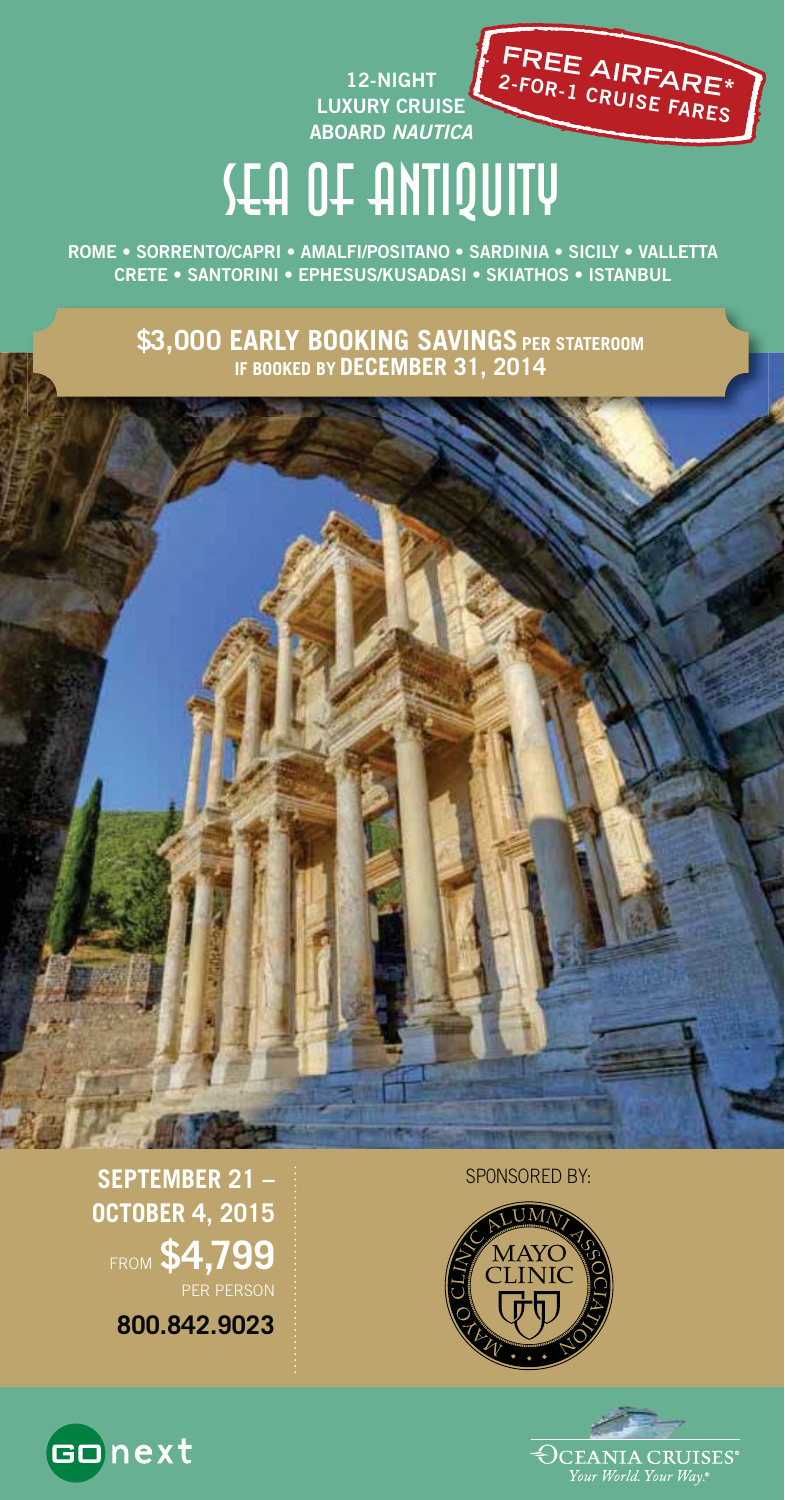**12-NIGHT LUXURY CRUISE ABOARD *NAUTICA***

**FREE AIRFARE\* 2-FOR-1 CRUISE FARES**

# SEA OF ANTIQUITY

**ROME • SORRENTO/CAPRI • AMALFI/POSITANO • SARDINIA • SICILY • VALLETTA CRETE • SANTORINI • EPHESUS/KUSADASI • SKIATHOS • ISTANBUL**

**$3,000 EARLY BOOKING SAVINGS PER STATEROOM IF BOOKED BY DECEMBER 31, 2014**

**SEPTEMBER 21 – OCTOBER 4, 2015**

FROM **$4,799** PER PERSON

**800.842.9023**

SPONSORED BY:

MAYO CLINIC ALUMNI ASSOCIATION

GO next

OCEANIA CRUISES® *Your World. Your Way.®*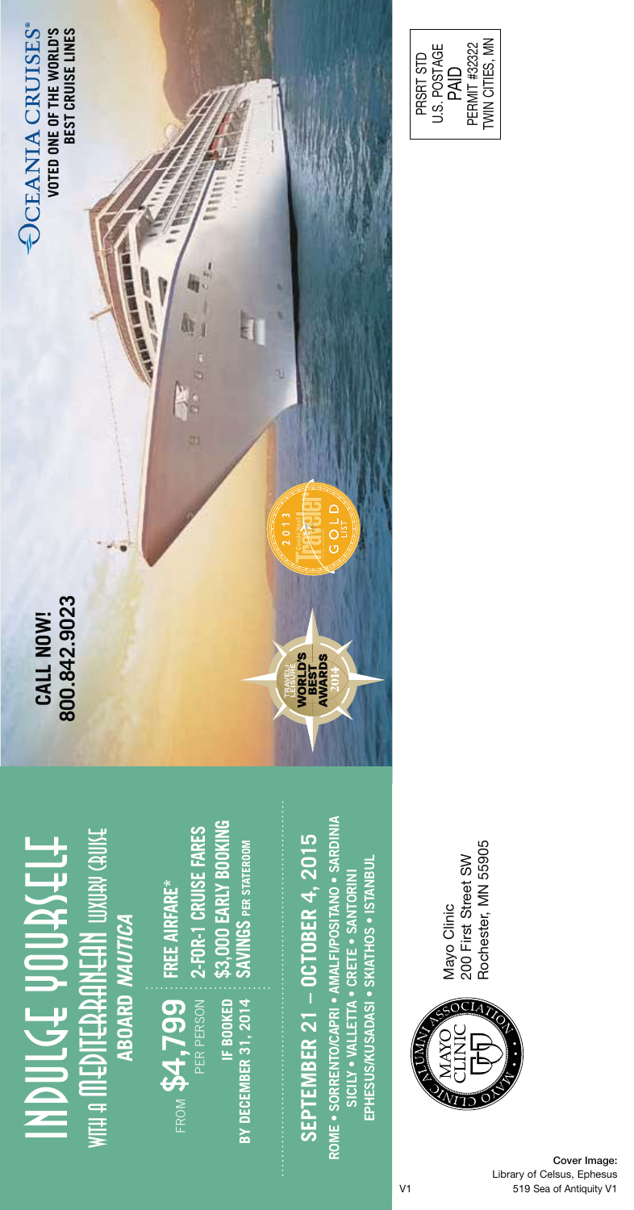# INDULGE YOURSELF

## WITH A MEDITERRANEAN LUXURY CRUISE ABOARD *NAUTICA*

FROM **$4,799** PER PERSON

**IF BOOKED BY DECEMBER 31, 2014**

- **FREE AIRFARE***
- **2-FOR-1 CRUISE FARES**
- **$3,000 EARLY BOOKING SAVINGS PER STATEROOM**

## SEPTEMBER 21 – OCTOBER 4, 2015

**ROME • SORRENTO/CAPRI • AMALFI/POSITANO • SARDINIA SICILY • VALLETTA • CRETE • SANTORINI EPHESUS/KUSADASI • SKIATHOS • ISTANBUL**

**CALL NOW! 800.842.9023**

TRAVEL+LEISURE WORLD'S BEST AWARDS 2014

Condé Nast Traveler 2013 GOLD LIST

OCEANIA CRUISES®

**VOTED ONE OF THE WORLD'S BEST CRUISE LINES**

Mayo Clinic Alumni Association

Mayo Clinic
200 First Street SW
Rochester, MN 55905

PRSRT STD
U.S. POSTAGE
PAID
PERMIT #32322
TWIN CITIES, MN

**Cover Image:**
Library of Celsus, Ephesus

V1 519 Sea of Antiquity V1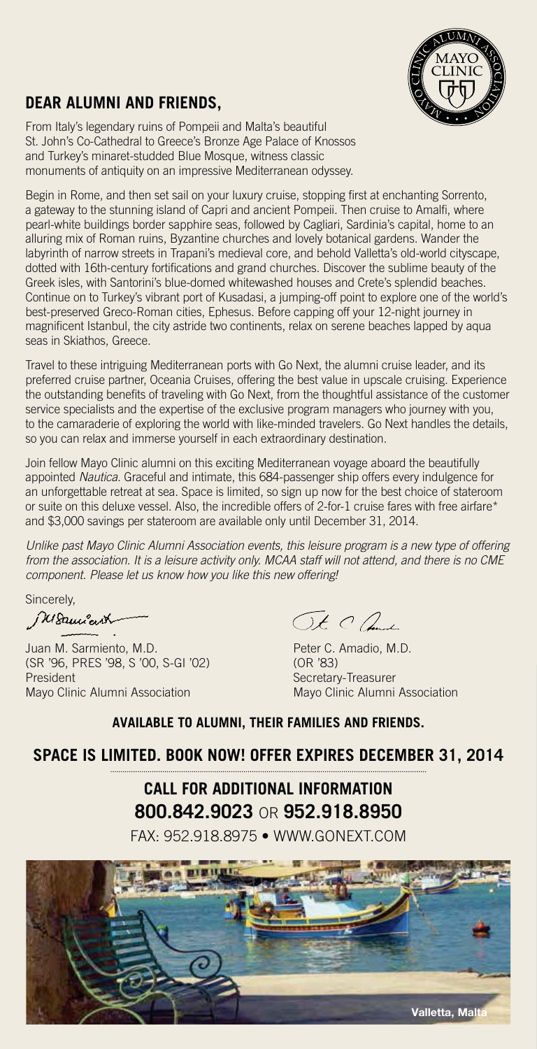## DEAR ALUMNI AND FRIENDS,

From Italy's legendary ruins of Pompeii and Malta's beautiful St. John's Co-Cathedral to Greece's Bronze Age Palace of Knossos and Turkey's minaret-studded Blue Mosque, witness classic monuments of antiquity on an impressive Mediterranean odyssey.

Begin in Rome, and then set sail on your luxury cruise, stopping first at enchanting Sorrento, a gateway to the stunning island of Capri and ancient Pompeii. Then cruise to Amalfi, where pearl-white buildings border sapphire seas, followed by Cagliari, Sardinia's capital, home to an alluring mix of Roman ruins, Byzantine churches and lovely botanical gardens. Wander the labyrinth of narrow streets in Trapani's medieval core, and behold Valletta's old-world cityscape, dotted with 16th-century fortifications and grand churches. Discover the sublime beauty of the Greek isles, with Santorini's blue-domed whitewashed houses and Crete's splendid beaches. Continue on to Turkey's vibrant port of Kusadasi, a jumping-off point to explore one of the world's best-preserved Greco-Roman cities, Ephesus. Before capping off your 12-night journey in magnificent Istanbul, the city astride two continents, relax on serene beaches lapped by aqua seas in Skiathos, Greece.

Travel to these intriguing Mediterranean ports with Go Next, the alumni cruise leader, and its preferred cruise partner, Oceania Cruises, offering the best value in upscale cruising. Experience the outstanding benefits of traveling with Go Next, from the thoughtful assistance of the customer service specialists and the expertise of the exclusive program managers who journey with you, to the camaraderie of exploring the world with like-minded travelers. Go Next handles the details, so you can relax and immerse yourself in each extraordinary destination.

Join fellow Mayo Clinic alumni on this exciting Mediterranean voyage aboard the beautifully appointed *Nautica*. Graceful and intimate, this 684-passenger ship offers every indulgence for an unforgettable retreat at sea. Space is limited, so sign up now for the best choice of stateroom or suite on this deluxe vessel. Also, the incredible offers of 2-for-1 cruise fares with free airfare* and $3,000 savings per stateroom are available only until December 31, 2014.

*Unlike past Mayo Clinic Alumni Association events, this leisure program is a new type of offering from the association. It is a leisure activity only. MCAA staff will not attend, and there is no CME component. Please let us know how you like this new offering!*

Sincerely,

Juan M. Sarmiento, M.D.
(SR '96, PRES '98, S '00, S-GI '02)
President
Mayo Clinic Alumni Association

Peter C. Amadio, M.D.
(OR '83)
Secretary-Treasurer
Mayo Clinic Alumni Association

**AVAILABLE TO ALUMNI, THEIR FAMILIES AND FRIENDS.**

**SPACE IS LIMITED. BOOK NOW! OFFER EXPIRES DECEMBER 31, 2014**

**CALL FOR ADDITIONAL INFORMATION**
**800.842.9023** OR **952.918.8950**

FAX: 952.918.8975 • WWW.GONEXT.COM

Valletta, Malta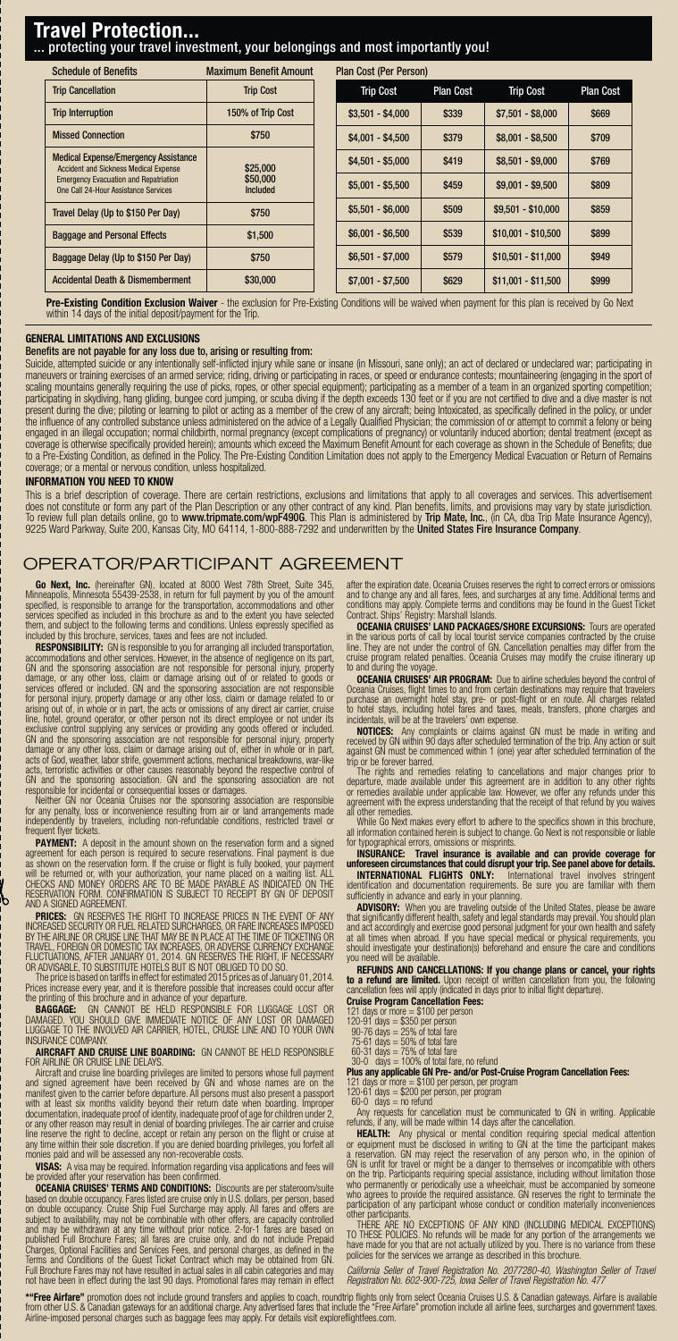# Travel Protection...

## ... protecting your travel investment, your belongings and most importantly you!

| Schedule of Benefits | Maximum Benefit Amount |
|---|---|
| Trip Cancellation | Trip Cost |
| Trip Interruption | 150% of Trip Cost |
| Missed Connection | $750 |
| Medical Expense/Emergency Assistance<br>Accident and Sickness Medical Expense<br>Emergency Evacuation and Repatriation<br>One Call 24-Hour Assistance Services | <br>$25,000<br>$50,000<br>Included |
| Travel Delay (Up to $150 Per Day) | $750 |
| Baggage and Personal Effects | $1,500 |
| Baggage Delay (Up to $150 Per Day) | $750 |
| Accidental Death & Dismemberment | $30,000 |

**Plan Cost (Per Person)**

| Trip Cost | Plan Cost | Trip Cost | Plan Cost |
|---|---|---|---|
| $3,501 - $4,000 | $339 | $7,501 - $8,000 | $669 |
| $4,001 - $4,500 | $379 | $8,001 - $8,500 | $709 |
| $4,501 - $5,000 | $419 | $8,501 - $9,000 | $769 |
| $5,001 - $5,500 | $459 | $9,001 - $9,500 | $809 |
| $5,501 - $6,000 | $509 | $9,501 - $10,000 | $859 |
| $6,001 - $6,500 | $539 | $10,001 - $10,500 | $899 |
| $6,501 - $7,000 | $579 | $10,501 - $11,000 | $949 |
| $7,001 - $7,500 | $629 | $11,001 - $11,500 | $999 |

**Pre-Existing Condition Exclusion Waiver** - the exclusion for Pre-Existing Conditions will be waived when payment for this plan is received by Go Next within 14 days of the initial deposit/payment for the Trip.

### GENERAL LIMITATIONS AND EXCLUSIONS

**Benefits are not payable for any loss due to, arising or resulting from:**

Suicide, attempted suicide or any intentionally self-inflicted injury while sane or insane (in Missouri, sane only); an act of declared or undeclared war; participating in maneuvers or training exercises of an armed service; riding, driving or participating in races, or speed or endurance contests; mountaineering (engaging in the sport of scaling mountains generally requiring the use of picks, ropes, or other special equipment); participating as a member of a team in an organized sporting competition; participating in skydiving, hang gliding, bungee cord jumping, or scuba diving if the depth exceeds 130 feet or if you are not certified to dive and a dive master is not present during the dive; piloting or learning to pilot or acting as a member of the crew of any aircraft; being Intoxicated, as specifically defined in the policy, or under the influence of any controlled substance unless administered on the advice of a Legally Qualified Physician; the commission of or attempt to commit a felony or being engaged in an illegal occupation; normal childbirth, normal pregnancy (except complications of pregnancy) or voluntary induced abortion; dental treatment (except as coverage is otherwise specifically provided herein); amounts which exceed the Maximum Benefit Amount for each coverage as shown in the Schedule of Benefits; due to a Pre-Existing Condition, as defined in the Policy. The Pre-Existing Condition Limitation does not apply to the Emergency Medical Evacuation or Return of Remains coverage; or a mental or nervous condition, unless hospitalized.

### INFORMATION YOU NEED TO KNOW

This is a brief description of coverage. There are certain restrictions, exclusions and limitations that apply to all coverages and services. This advertisement does not constitute or form any part of the Plan Description or any other contract of any kind. Plan benefits, limits, and provisions may vary by state jurisdiction. To review full plan details online, go to **www.tripmate.com/wpF490G**. This Plan is administered by **Trip Mate, Inc.**, (in CA, dba Trip Mate Insurance Agency), 9225 Ward Parkway, Suite 200, Kansas City, MO 64114, 1-800-888-7292 and underwritten by the **United States Fire Insurance Company**.

# OPERATOR/PARTICIPANT AGREEMENT

**Go Next, Inc.** (hereinafter GN), located at 8000 West 78th Street, Suite 345, Minneapolis, Minnesota 55439-2538, in return for full payment by you of the amount specified, is responsible to arrange for the transportation, accommodations and other services specified as included in this brochure as and to the extent you have selected them, and subject to the following terms and conditions. Unless expressly specified as included by this brochure, services, taxes and fees are not included.

**RESPONSIBILITY:** GN is responsible to you for arranging all included transportation, accommodations and other services. However, in the absence of negligence on its part, GN and the sponsoring association are not responsible for personal injury, property damage, or any other loss, claim or damage arising out of or related to goods or services offered or included. GN and the sponsoring association are not responsible for personal injury, property damage or any other loss, claim or damage related to or arising out of, in whole or in part, the acts or omissions of any direct air carrier, cruise line, hotel, ground operator, or other person not its direct employee or not under its exclusive control supplying any services or providing any goods offered or included. GN and the sponsoring association are not responsible for personal injury, property damage or any other loss, claim or damage arising out of, either in whole or in part, acts of God, weather, labor strife, government actions, mechanical breakdowns, war-like acts, terroristic activities or other causes reasonably beyond the respective control of GN and the sponsoring association. GN and the sponsoring association are not responsible for incidental or consequential losses or damages.

Neither GN nor Oceania Cruises nor the sponsoring association are responsible for any penalty, loss or inconvenience resulting from air or land arrangements made independently by travelers, including non-refundable conditions, restricted travel or frequent flyer tickets.

**PAYMENT:** A deposit in the amount shown on the reservation form and a signed agreement for each person is required to secure reservations. Final payment is due as shown on the reservation form. If the cruise or flight is fully booked, your payment will be returned or, with your authorization, your name placed on a waiting list. ALL CHECKS AND MONEY ORDERS ARE TO BE MADE PAYABLE AS INDICATED ON THE RESERVATION FORM. CONFIRMATION IS SUBJECT TO RECEIPT BY GN OF DEPOSIT AND A SIGNED AGREEMENT.

**PRICES:** GN RESERVES THE RIGHT TO INCREASE PRICES IN THE EVENT OF ANY INCREASED SECURITY OR FUEL RELATED SURCHARGES, OR FARE INCREASES IMPOSED BY THE AIRLINE OR CRUISE LINE THAT MAY BE IN PLACE AT THE TIME OF TICKETING OR TRAVEL, FOREIGN OR DOMESTIC TAX INCREASES, OR ADVERSE CURRENCY EXCHANGE FLUCTUATIONS, AFTER JANUARY 01, 2014. GN RESERVES THE RIGHT, IF NECESSARY OR ADVISABLE, TO SUBSTITUTE HOTELS BUT IS NOT OBLIGED TO DO SO.

The price is based on tariffs in effect for estimated 2015 prices as of January 01, 2014. Prices increase every year, and it is therefore possible that increases could occur after the printing of this brochure and in advance of your departure.

**BAGGAGE:** GN CANNOT BE HELD RESPONSIBLE FOR LUGGAGE LOST OR DAMAGED. YOU SHOULD GIVE IMMEDIATE NOTICE OF ANY LOST OR DAMAGED LUGGAGE TO THE INVOLVED AIR CARRIER, HOTEL, CRUISE LINE AND TO YOUR OWN INSURANCE COMPANY.

**AIRCRAFT AND CRUISE LINE BOARDING:** GN CANNOT BE HELD RESPONSIBLE FOR AIRLINE OR CRUISE LINE DELAYS.

Aircraft and cruise line boarding privileges are limited to persons whose full payment and signed agreement have been received by GN and whose names are on the manifest given to the carrier before departure. All persons must also present a passport with at least six months validity beyond their return date when boarding. Improper documentation, inadequate proof of identity, inadequate proof of age for children under 2, or any other reason may result in denial of boarding privileges. The air carrier and cruise line reserve the right to decline, accept or retain any person on the flight or cruise at any time within their sole discretion. If you are denied boarding privileges, you forfeit all monies paid and will be assessed any non-recoverable costs.

**VISAS:** A visa may be required. Information regarding visa applications and fees will be provided after your reservation has been confirmed.

**OCEANIA CRUISES' TERMS AND CONDITIONS:** Discounts are per stateroom/suite based on double occupancy. Fares listed are cruise only in U.S. dollars, per person, based on double occupancy. Cruise Ship Fuel Surcharge may apply. All fares and offers are subject to availability, may not be combinable with other offers, are capacity controlled and may be withdrawn at any time without prior notice. 2-for-1 fares are based on published Full Brochure Fares; all fares are cruise only, and do not include Prepaid Charges, Optional Facilities and Services Fees, and personal charges, as defined in the Terms and Conditions of the Guest Ticket Contract which may be obtained from GN. Full Brochure Fares may not have resulted in actual sales in all cabin categories and may not have been in effect during the last 90 days. Promotional fares may remain in effect after the expiration date. Oceania Cruises reserves the right to correct errors or omissions and to change any and all fares, fees, and surcharges at any time. Additional terms and conditions may apply. Complete terms and conditions may be found in the Guest Ticket Contract. Ships' Registry: Marshall Islands.

**OCEANIA CRUISES' LAND PACKAGES/SHORE EXCURSIONS:** Tours are operated in the various ports of call by local tourist service companies contracted by the cruise line. They are not under the control of GN. Cancellation penalties may differ from the cruise program related penalties. Oceania Cruises may modify the cruise itinerary up to and during the voyage.

**OCEANIA CRUISES' AIR PROGRAM:** Due to airline schedules beyond the control of Oceania Cruises, flight times to and from certain destinations may require that travelers purchase an overnight hotel stay, pre- or post-flight or en route. All charges related to hotel stays, including hotel fares and taxes, meals, transfers, phone charges and incidentals, will be at the travelers' own expense.

**NOTICES:** Any complaints or claims against GN must be made in writing and received by GN within 90 days after scheduled termination of the trip. Any action or suit against GN must be commenced within 1 (one) year after scheduled termination of the trip or be forever barred.

The rights and remedies relating to cancellations and major changes prior to departure, made available under this agreement are in addition to any other rights or remedies available under applicable law. However, we offer any refunds under this agreement with the express understanding that the receipt of that refund by you waives all other remedies.

While Go Next makes every effort to adhere to the specifics shown in this brochure, all information contained herein is subject to change. Go Next is not responsible or liable for typographical errors, omissions or misprints.

**INSURANCE: Travel insurance is available and can provide coverage for unforeseen circumstances that could disrupt your trip. See panel above for details.**

**INTERNATIONAL FLIGHTS ONLY:** International travel involves stringent identification and documentation requirements. Be sure you are familiar with them sufficiently in advance and early in your planning.

**ADVISORY:** When you are traveling outside of the United States, please be aware that significantly different health, safety and legal standards may prevail. You should plan and act accordingly and exercise good personal judgment for your own health and safety at all times when abroad. If you have special medical or physical requirements, you should investigate your destination(s) beforehand and ensure the care and conditions you need will be available.

**REFUNDS AND CANCELLATIONS: If you change plans or cancel, your rights to a refund are limited.** Upon receipt of written cancellation from you, the following cancellation fees will apply (indicated in days prior to initial flight departure).

**Cruise Program Cancellation Fees:**

- 121 days or more = $100 per person
- 120-91 days = $350 per person
- 90-76 days = 25% of total fare
- 75-61 days = 50% of total fare
- 60-31 days = 75% of total fare
- 30-0 days = 100% of total fare, no refund

**Plus any applicable GN Pre- and/or Post-Cruise Program Cancellation Fees:**

- 121 days or more = $100 per person, per program
- 120-61 days = $200 per person, per program
- 60-0 days = no refund

Any requests for cancellation must be communicated to GN in writing. Applicable refunds, if any, will be made within 14 days after the cancellation.

**HEALTH:** Any physical or mental condition requiring special medical attention or equipment must be disclosed in writing to GN at the time the participant makes a reservation. GN may reject the reservation of any person who, in the opinion of GN is unfit for travel or might be a danger to themselves or incompatible with others on the trip. Participants requiring special assistance, including without limitation those who permanently or periodically use a wheelchair, must be accompanied by someone who agrees to provide the required assistance. GN reserves the right to terminate the participation of any participant whose conduct or condition materially inconveniences other participants.

THERE ARE NO EXCEPTIONS OF ANY KIND (INCLUDING MEDICAL EXCEPTIONS) TO THESE POLICIES. No refunds will be made for any portion of the arrangements we have made for you that are not actually utilized by you. There is no variance from these policies for the services we arrange as described in this brochure.

*California Seller of Travel Registration No. 2077280-40, Washington Seller of Travel Registration No. 602-900-725, Iowa Seller of Travel Registration No. 477*

**"Free Airfare"** promotion does not include ground transfers and applies to coach, roundtrip flights only from select Oceania Cruises U.S. & Canadian gateways. Airfare is available from other U.S. & Canadian gateways for an additional charge. Any advertised fares that include the "Free Airfare" promotion include all airline fees, surcharges and government taxes. Airline-imposed personal charges such as baggage fees may apply. For details visit exploreflightfees.com.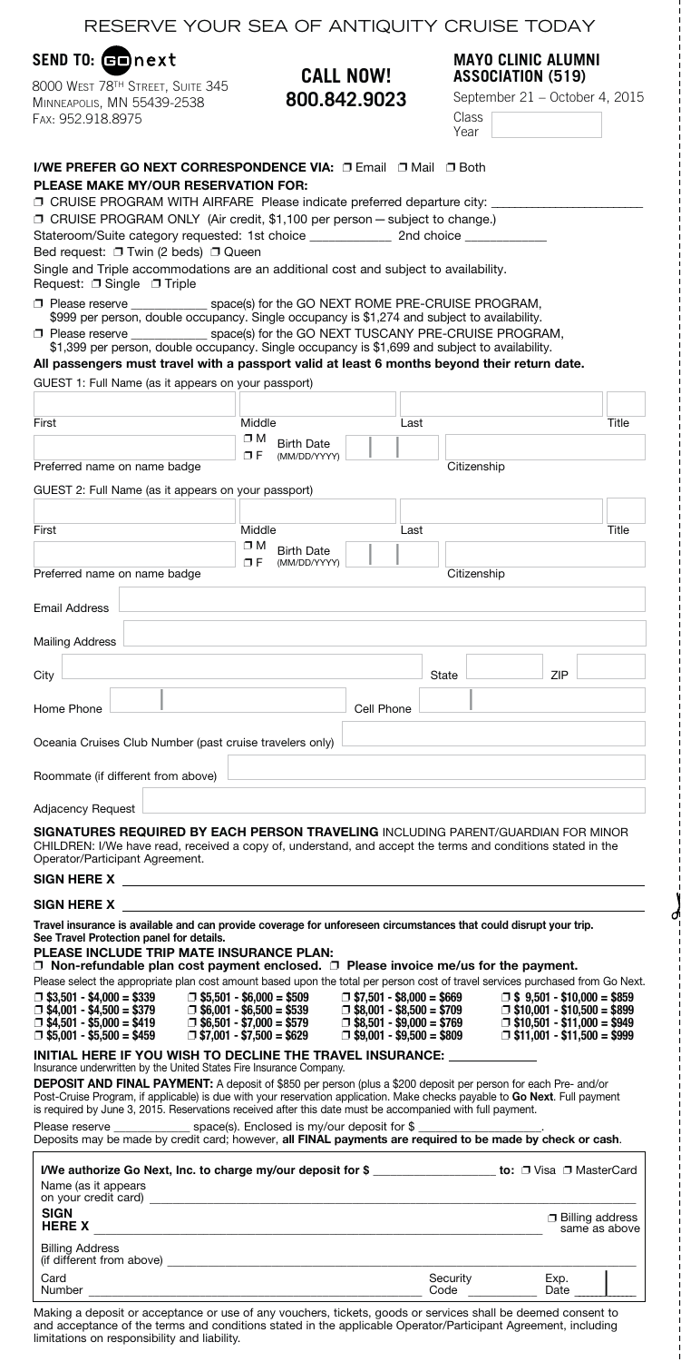# RESERVE YOUR SEA OF ANTIQUITY CRUISE TODAY

**SEND TO:** GO next
8000 West 78th Street, Suite 345
Minneapolis, MN 55439-2538
Fax: 952.918.8975

**CALL NOW!**
**800.842.9023**

**MAYO CLINIC ALUMNI ASSOCIATION (519)**
September 21 – October 4, 2015
Class Year

**I/WE PREFER GO NEXT CORRESPONDENCE VIA:** ❒ Email ❒ Mail ❒ Both

**PLEASE MAKE MY/OUR RESERVATION FOR:**

❒ CRUISE PROGRAM WITH AIRFARE Please indicate preferred departure city: ______________________

❒ CRUISE PROGRAM ONLY (Air credit, $1,100 per person — subject to change.)

Stateroom/Suite category requested: 1st choice ____________ 2nd choice ____________

Bed request: ❒ Twin (2 beds) ❒ Queen

Single and Triple accommodations are an additional cost and subject to availability.
Request: ❒ Single ❒ Triple

❒ Please reserve ____________ space(s) for the GO NEXT ROME PRE-CRUISE PROGRAM, $999 per person, double occupancy. Single occupancy is $1,274 and subject to availability.

❒ Please reserve ____________ space(s) for the GO NEXT TUSCANY PRE-CRUISE PROGRAM, $1,399 per person, double occupancy. Single occupancy is $1,699 and subject to availability.

**All passengers must travel with a passport valid at least 6 months beyond their return date.**

GUEST 1: Full Name (as it appears on your passport)

First ____ Middle ____ Last ____ Title ____

Preferred name on name badge ____ ❒ M ❒ F Birth Date (MM/DD/YYYY) ____ Citizenship ____

GUEST 2: Full Name (as it appears on your passport)

First ____ Middle ____ Last ____ Title ____

Preferred name on name badge ____ ❒ M ❒ F Birth Date (MM/DD/YYYY) ____ Citizenship ____

Email Address ____

Mailing Address ____

City ____ State ____ ZIP ____

Home Phone ____ Cell Phone ____

Oceania Cruises Club Number (past cruise travelers only) ____

Roommate (if different from above) ____

Adjacency Request ____

**SIGNATURES REQUIRED BY EACH PERSON TRAVELING** INCLUDING PARENT/GUARDIAN FOR MINOR CHILDREN: I/We have read, received a copy of, understand, and accept the terms and conditions stated in the Operator/Participant Agreement.

**SIGN HERE X** ______________________________

**SIGN HERE X** ______________________________

**Travel insurance is available and can provide coverage for unforeseen circumstances that could disrupt your trip. See Travel Protection panel for details.**

**PLEASE INCLUDE TRIP MATE INSURANCE PLAN:**

❒ **Non-refundable plan cost payment enclosed.** ❒ **Please invoice me/us for the payment.**

Please select the appropriate plan cost amount based upon the total per person cost of travel services purchased from Go Next.

| | | | |
|---|---|---|---|
| ❒ $3,501 - $4,000 = $339 | ❒ $5,501 - $6,000 = $509 | ❒ $7,501 - $8,000 = $669 | ❒ $ 9,501 - $10,000 = $859 |
| ❒ $4,001 - $4,500 = $379 | ❒ $6,001 - $6,500 = $539 | ❒ $8,001 - $8,500 = $709 | ❒ $10,001 - $10,500 = $899 |
| ❒ $4,501 - $5,000 = $419 | ❒ $6,501 - $7,000 = $579 | ❒ $8,501 - $9,000 = $769 | ❒ $10,501 - $11,000 = $949 |
| ❒ $5,001 - $5,500 = $459 | ❒ $7,001 - $7,500 = $629 | ❒ $9,001 - $9,500 = $809 | ❒ $11,001 - $11,500 = $999 |

**INITIAL HERE IF YOU WISH TO DECLINE THE TRAVEL INSURANCE:** ____________

Insurance underwritten by the United States Fire Insurance Company.

**DEPOSIT AND FINAL PAYMENT:** A deposit of $850 per person (plus a $200 deposit per person for each Pre- and/or Post-Cruise Program, if applicable) is due with your reservation application. Make checks payable to **Go Next**. Full payment is required by June 3, 2015. Reservations received after this date must be accompanied with full payment.

Please reserve ____________ space(s). Enclosed is my/our deposit for $ ____________.

Deposits may be made by credit card; however, **all FINAL payments are required to be made by check or cash**.

**I/We authorize Go Next, Inc. to charge my/our deposit for $** ____________ **to:** ❒ Visa ❒ MasterCard

Name (as it appears on your credit card) ______________________________

**SIGN HERE X** ______________________________ ❒ Billing address same as above

Billing Address (if different from above) ______________________________

Card Number ______________________________ Security Code ________ Exp. Date ________

Making a deposit or acceptance or use of any vouchers, tickets, goods or services shall be deemed consent to and acceptance of the terms and conditions stated in the applicable Operator/Participant Agreement, including limitations on responsibility and liability.